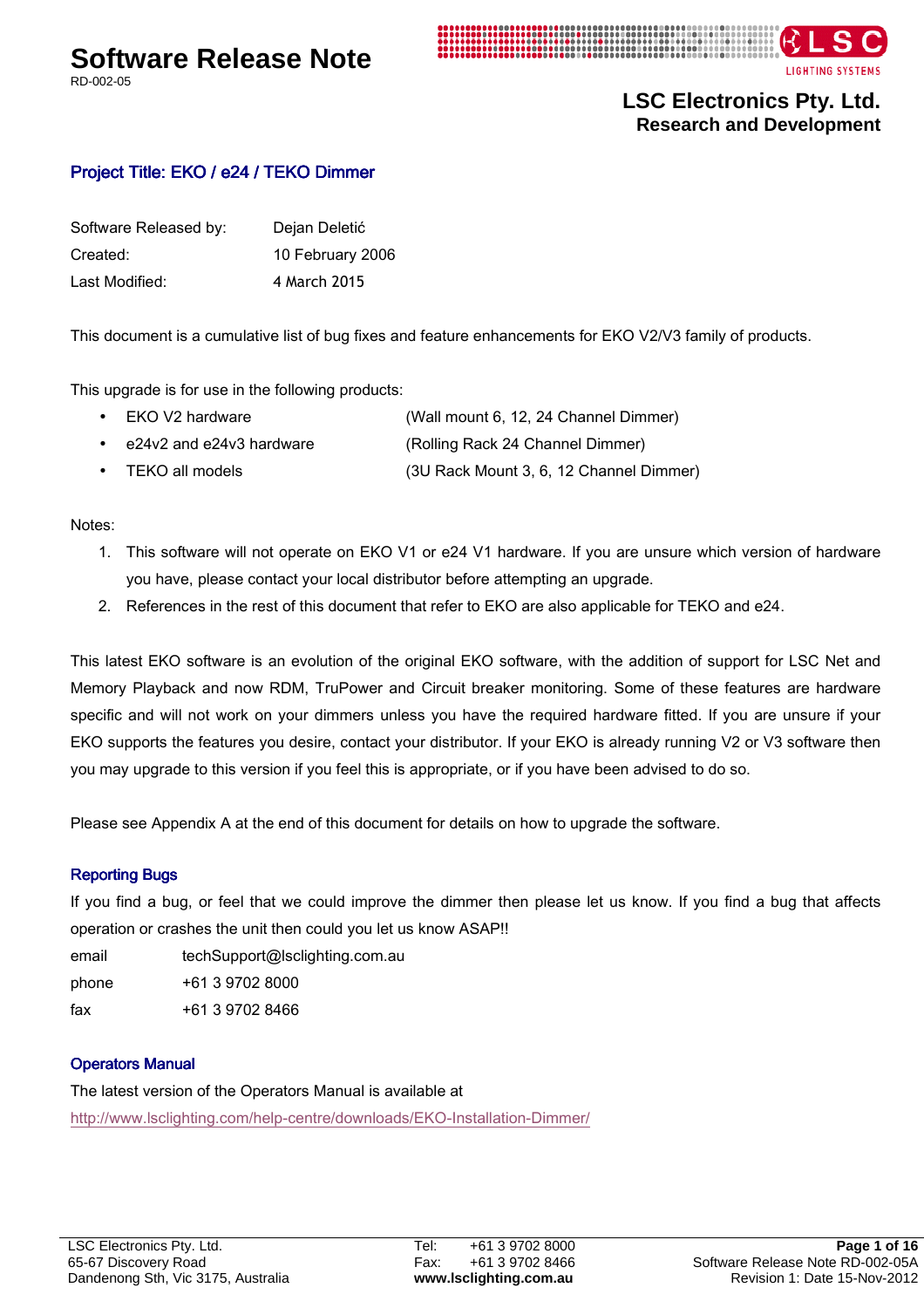# Software Release Note

RD-002-05

**LSC Electronics Pty. Ltd.**
**Research and Development**

## Project Title: EKO / e24 / TEKO Dimmer

| | |
|---|---|
| Software Released by: | Dejan Deletić |
| Created: | 10 February 2006 |
| Last Modified: | 4 March 2015 |

This document is a cumulative list of bug fixes and feature enhancements for EKO V2/V3 family of products.

This upgrade is for use in the following products:

- EKO V2 hardware (Wall mount 6, 12, 24 Channel Dimmer)
- e24v2 and e24v3 hardware (Rolling Rack 24 Channel Dimmer)
- TEKO all models (3U Rack Mount 3, 6, 12 Channel Dimmer)

Notes:

1. This software will not operate on EKO V1 or e24 V1 hardware. If you are unsure which version of hardware you have, please contact your local distributor before attempting an upgrade.
2. References in the rest of this document that refer to EKO are also applicable for TEKO and e24.

This latest EKO software is an evolution of the original EKO software, with the addition of support for LSC Net and Memory Playback and now RDM, TruPower and Circuit breaker monitoring. Some of these features are hardware specific and will not work on your dimmers unless you have the required hardware fitted. If you are unsure if your EKO supports the features you desire, contact your distributor. If your EKO is already running V2 or V3 software then you may upgrade to this version if you feel this is appropriate, or if you have been advised to do so.

Please see Appendix A at the end of this document for details on how to upgrade the software.

### Reporting Bugs

If you find a bug, or feel that we could improve the dimmer then please let us know. If you find a bug that affects operation or crashes the unit then could you let us know ASAP!!

| | |
|---|---|
| email | techSupport@lsclighting.com.au |
| phone | +61 3 9702 8000 |
| fax | +61 3 9702 8466 |

### Operators Manual

The latest version of the Operators Manual is available at
http://www.lsclighting.com/help-centre/downloads/EKO-Installation-Dimmer/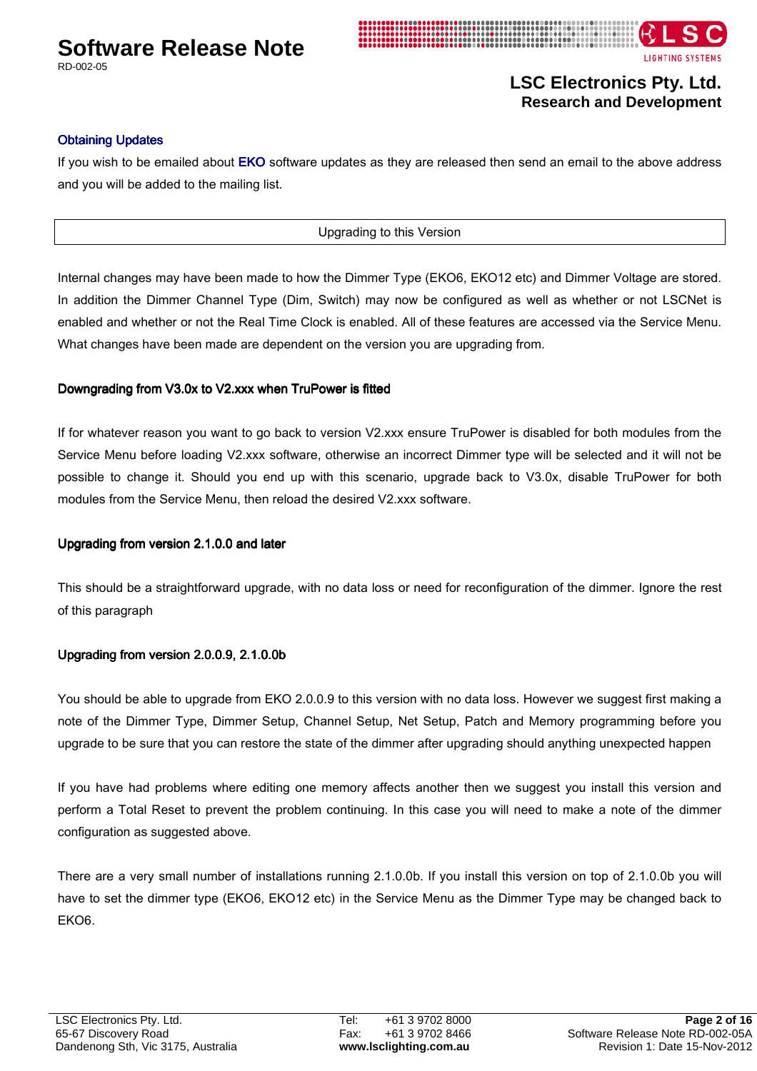### Obtaining Updates

If you wish to be emailed about EKO software updates as they are released then send an email to the above address and you will be added to the mailing list.

## Upgrading to this Version

Internal changes may have been made to how the Dimmer Type (EKO6, EKO12 etc) and Dimmer Voltage are stored. In addition the Dimmer Channel Type (Dim, Switch) may now be configured as well as whether or not LSCNet is enabled and whether or not the Real Time Clock is enabled. All of these features are accessed via the Service Menu. What changes have been made are dependent on the version you are upgrading from.

### Downgrading from V3.0x to V2.xxx when TruPower is fitted

If for whatever reason you want to go back to version V2.xxx ensure TruPower is disabled for both modules from the Service Menu before loading V2.xxx software, otherwise an incorrect Dimmer type will be selected and it will not be possible to change it. Should you end up with this scenario, upgrade back to V3.0x, disable TruPower for both modules from the Service Menu, then reload the desired V2.xxx software.

### Upgrading from version 2.1.0.0 and later

This should be a straightforward upgrade, with no data loss or need for reconfiguration of the dimmer. Ignore the rest of this paragraph

### Upgrading from version 2.0.0.9, 2.1.0.0b

You should be able to upgrade from EKO 2.0.0.9 to this version with no data loss. However we suggest first making a note of the Dimmer Type, Dimmer Setup, Channel Setup, Net Setup, Patch and Memory programming before you upgrade to be sure that you can restore the state of the dimmer after upgrading should anything unexpected happen

If you have had problems where editing one memory affects another then we suggest you install this version and perform a Total Reset to prevent the problem continuing. In this case you will need to make a note of the dimmer configuration as suggested above.

There are a very small number of installations running 2.1.0.0b. If you install this version on top of 2.1.0.0b you will have to set the dimmer type (EKO6, EKO12 etc) in the Service Menu as the Dimmer Type may be changed back to EKO6.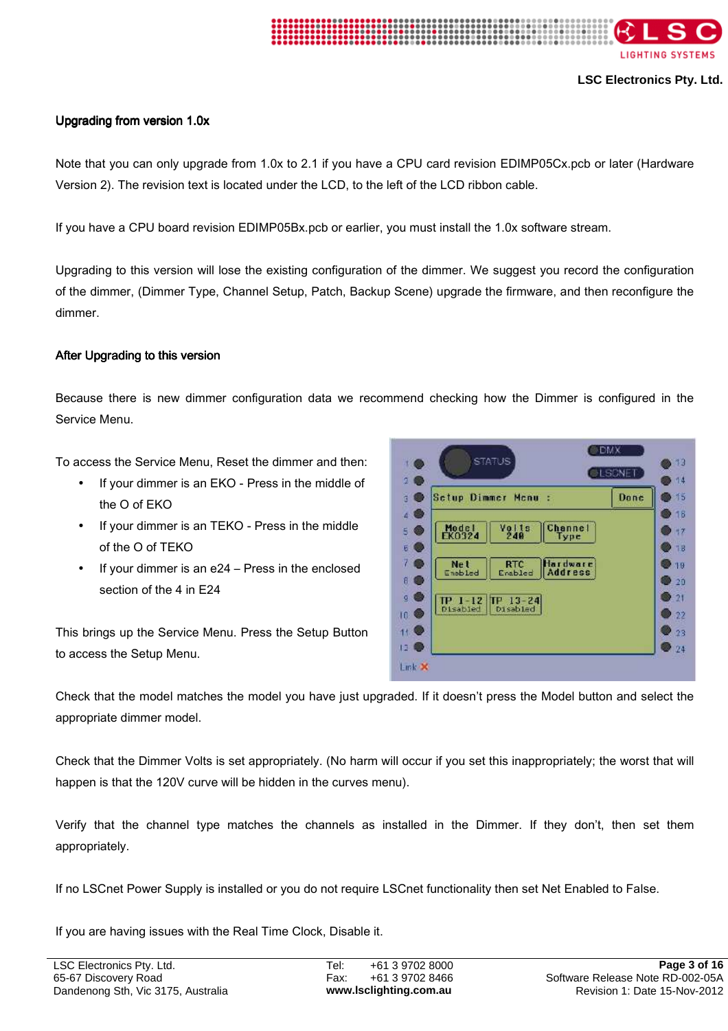## Upgrading from version 1.0x

Note that you can only upgrade from 1.0x to 2.1 if you have a CPU card revision EDIMP05Cx.pcb or later (Hardware Version 2). The revision text is located under the LCD, to the left of the LCD ribbon cable.

If you have a CPU board revision EDIMP05Bx.pcb or earlier, you must install the 1.0x software stream.

Upgrading to this version will lose the existing configuration of the dimmer. We suggest you record the configuration of the dimmer, (Dimmer Type, Channel Setup, Patch, Backup Scene) upgrade the firmware, and then reconfigure the dimmer.

## After Upgrading to this version

Because there is new dimmer configuration data we recommend checking how the Dimmer is configured in the Service Menu.

To access the Service Menu, Reset the dimmer and then:

- If your dimmer is an EKO - Press in the middle of the O of EKO
- If your dimmer is an TEKO - Press in the middle of the O of TEKO
- If your dimmer is an e24 – Press in the enclosed section of the 4 in E24

This brings up the Service Menu. Press the Setup Button to access the Setup Menu.

Check that the model matches the model you have just upgraded. If it doesn't press the Model button and select the appropriate dimmer model.

Check that the Dimmer Volts is set appropriately. (No harm will occur if you set this inappropriately; the worst that will happen is that the 120V curve will be hidden in the curves menu).

Verify that the channel type matches the channels as installed in the Dimmer. If they don't, then set them appropriately.

If no LSCnet Power Supply is installed or you do not require LSCnet functionality then set Net Enabled to False.

If you are having issues with the Real Time Clock, Disable it.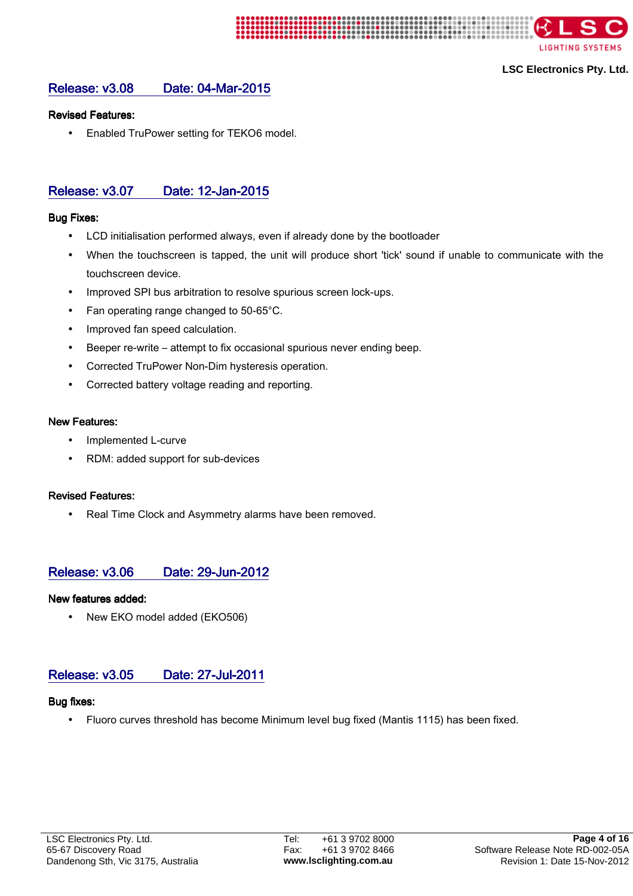## Release: v3.08 Date: 04-Mar-2015

**Revised Features:**

- Enabled TruPower setting for TEKO6 model.

## Release: v3.07 Date: 12-Jan-2015

**Bug Fixes:**

- LCD initialisation performed always, even if already done by the bootloader
- When the touchscreen is tapped, the unit will produce short 'tick' sound if unable to communicate with the touchscreen device.
- Improved SPI bus arbitration to resolve spurious screen lock-ups.
- Fan operating range changed to 50-65°C.
- Improved fan speed calculation.
- Beeper re-write – attempt to fix occasional spurious never ending beep.
- Corrected TruPower Non-Dim hysteresis operation.
- Corrected battery voltage reading and reporting.

**New Features:**

- Implemented L-curve
- RDM: added support for sub-devices

**Revised Features:**

- Real Time Clock and Asymmetry alarms have been removed.

## Release: v3.06 Date: 29-Jun-2012

**New features added:**

- New EKO model added (EKO506)

## Release: v3.05 Date: 27-Jul-2011

**Bug fixes:**

- Fluoro curves threshold has become Minimum level bug fixed (Mantis 1115) has been fixed.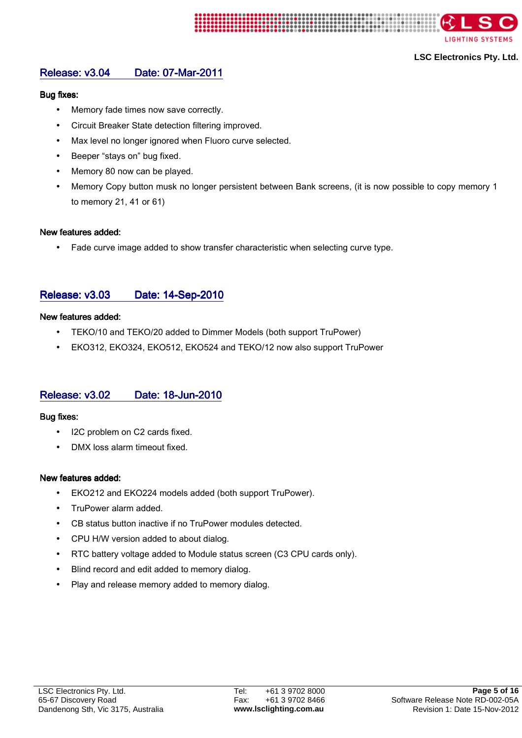## Release: v3.04 Date: 07-Mar-2011

**Bug fixes:**

- Memory fade times now save correctly.
- Circuit Breaker State detection filtering improved.
- Max level no longer ignored when Fluoro curve selected.
- Beeper “stays on” bug fixed.
- Memory 80 now can be played.
- Memory Copy button musk no longer persistent between Bank screens, (it is now possible to copy memory 1 to memory 21, 41 or 61)

**New features added:**

- Fade curve image added to show transfer characteristic when selecting curve type.

## Release: v3.03 Date: 14-Sep-2010

**New features added:**

- TEKO/10 and TEKO/20 added to Dimmer Models (both support TruPower)
- EKO312, EKO324, EKO512, EKO524 and TEKO/12 now also support TruPower

## Release: v3.02 Date: 18-Jun-2010

**Bug fixes:**

- I2C problem on C2 cards fixed.
- DMX loss alarm timeout fixed.

**New features added:**

- EKO212 and EKO224 models added (both support TruPower).
- TruPower alarm added.
- CB status button inactive if no TruPower modules detected.
- CPU H/W version added to about dialog.
- RTC battery voltage added to Module status screen (C3 CPU cards only).
- Blind record and edit added to memory dialog.
- Play and release memory added to memory dialog.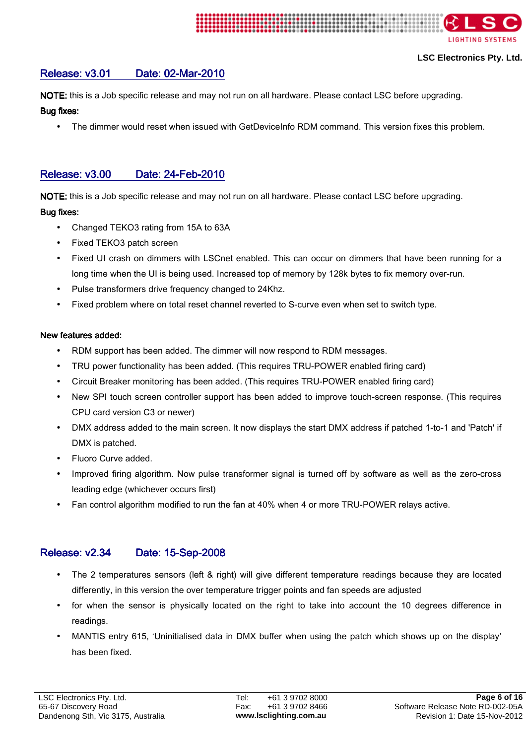## Release: v3.01 Date: 02-Mar-2010

**NOTE:** this is a Job specific release and may not run on all hardware. Please contact LSC before upgrading.

**Bug fixes:**

- The dimmer would reset when issued with GetDeviceInfo RDM command. This version fixes this problem.

## Release: v3.00 Date: 24-Feb-2010

**NOTE:** this is a Job specific release and may not run on all hardware. Please contact LSC before upgrading.

**Bug fixes:**

- Changed TEKO3 rating from 15A to 63A
- Fixed TEKO3 patch screen
- Fixed UI crash on dimmers with LSCnet enabled. This can occur on dimmers that have been running for a long time when the UI is being used. Increased top of memory by 128k bytes to fix memory over-run.
- Pulse transformers drive frequency changed to 24Khz.
- Fixed problem where on total reset channel reverted to S-curve even when set to switch type.

**New features added:**

- RDM support has been added. The dimmer will now respond to RDM messages.
- TRU power functionality has been added. (This requires TRU-POWER enabled firing card)
- Circuit Breaker monitoring has been added. (This requires TRU-POWER enabled firing card)
- New SPI touch screen controller support has been added to improve touch-screen response. (This requires CPU card version C3 or newer)
- DMX address added to the main screen. It now displays the start DMX address if patched 1-to-1 and 'Patch' if DMX is patched.
- Fluoro Curve added.
- Improved firing algorithm. Now pulse transformer signal is turned off by software as well as the zero-cross leading edge (whichever occurs first)
- Fan control algorithm modified to run the fan at 40% when 4 or more TRU-POWER relays active.

## Release: v2.34 Date: 15-Sep-2008

- The 2 temperatures sensors (left & right) will give different temperature readings because they are located differently, in this version the over temperature trigger points and fan speeds are adjusted
- for when the sensor is physically located on the right to take into account the 10 degrees difference in readings.
- MANTIS entry 615, 'Uninitialised data in DMX buffer when using the patch which shows up on the display' has been fixed.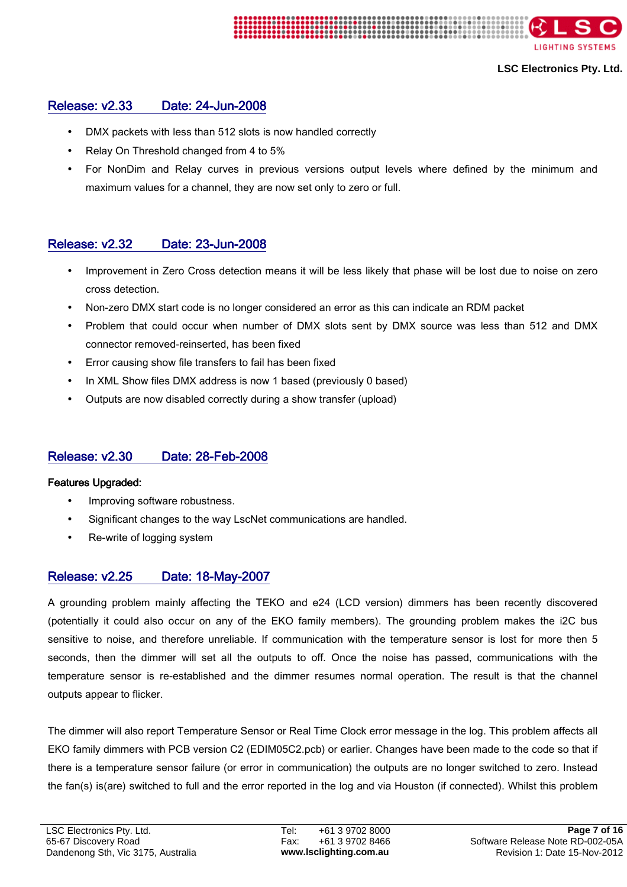## Release: v2.33 Date: 24-Jun-2008

- DMX packets with less than 512 slots is now handled correctly
- Relay On Threshold changed from 4 to 5%
- For NonDim and Relay curves in previous versions output levels where defined by the minimum and maximum values for a channel, they are now set only to zero or full.

## Release: v2.32 Date: 23-Jun-2008

- Improvement in Zero Cross detection means it will be less likely that phase will be lost due to noise on zero cross detection.
- Non-zero DMX start code is no longer considered an error as this can indicate an RDM packet
- Problem that could occur when number of DMX slots sent by DMX source was less than 512 and DMX connector removed-reinserted, has been fixed
- Error causing show file transfers to fail has been fixed
- In XML Show files DMX address is now 1 based (previously 0 based)
- Outputs are now disabled correctly during a show transfer (upload)

## Release: v2.30 Date: 28-Feb-2008

**Features Upgraded:**

- Improving software robustness.
- Significant changes to the way LscNet communications are handled.
- Re-write of logging system

## Release: v2.25 Date: 18-May-2007

A grounding problem mainly affecting the TEKO and e24 (LCD version) dimmers has been recently discovered (potentially it could also occur on any of the EKO family members). The grounding problem makes the i2C bus sensitive to noise, and therefore unreliable. If communication with the temperature sensor is lost for more then 5 seconds, then the dimmer will set all the outputs to off. Once the noise has passed, communications with the temperature sensor is re-established and the dimmer resumes normal operation. The result is that the channel outputs appear to flicker.

The dimmer will also report Temperature Sensor or Real Time Clock error message in the log. This problem affects all EKO family dimmers with PCB version C2 (EDIM05C2.pcb) or earlier. Changes have been made to the code so that if there is a temperature sensor failure (or error in communication) the outputs are no longer switched to zero. Instead the fan(s) is(are) switched to full and the error reported in the log and via Houston (if connected). Whilst this problem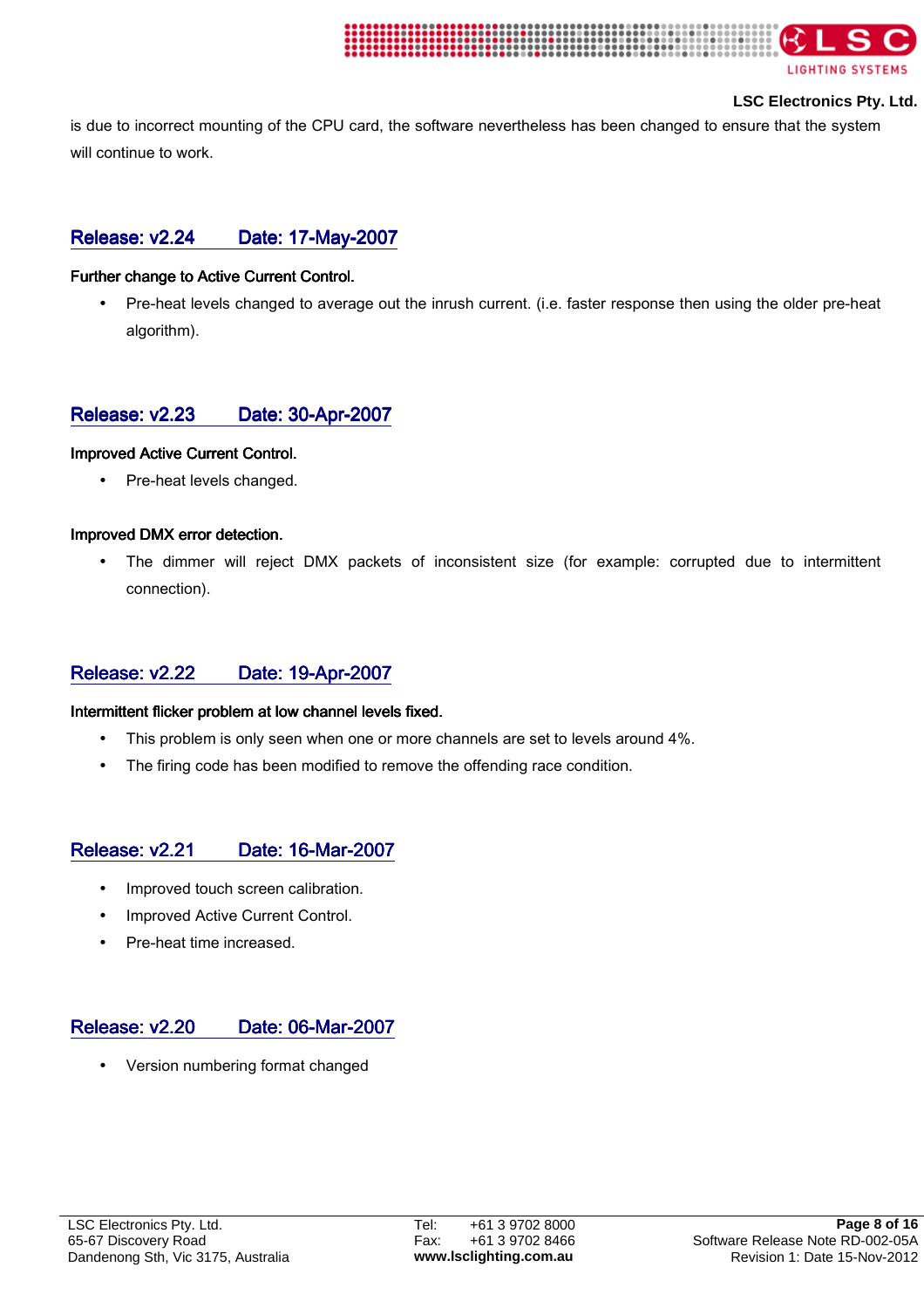is due to incorrect mounting of the CPU card, the software nevertheless has been changed to ensure that the system will continue to work.

## Release: v2.24 Date: 17-May-2007

**Further change to Active Current Control.**

- Pre-heat levels changed to average out the inrush current. (i.e. faster response then using the older pre-heat algorithm).

## Release: v2.23 Date: 30-Apr-2007

**Improved Active Current Control.**

- Pre-heat levels changed.

**Improved DMX error detection.**

- The dimmer will reject DMX packets of inconsistent size (for example: corrupted due to intermittent connection).

## Release: v2.22 Date: 19-Apr-2007

**Intermittent flicker problem at low channel levels fixed.**

- This problem is only seen when one or more channels are set to levels around 4%.
- The firing code has been modified to remove the offending race condition.

## Release: v2.21 Date: 16-Mar-2007

- Improved touch screen calibration.
- Improved Active Current Control.
- Pre-heat time increased.

## Release: v2.20 Date: 06-Mar-2007

- Version numbering format changed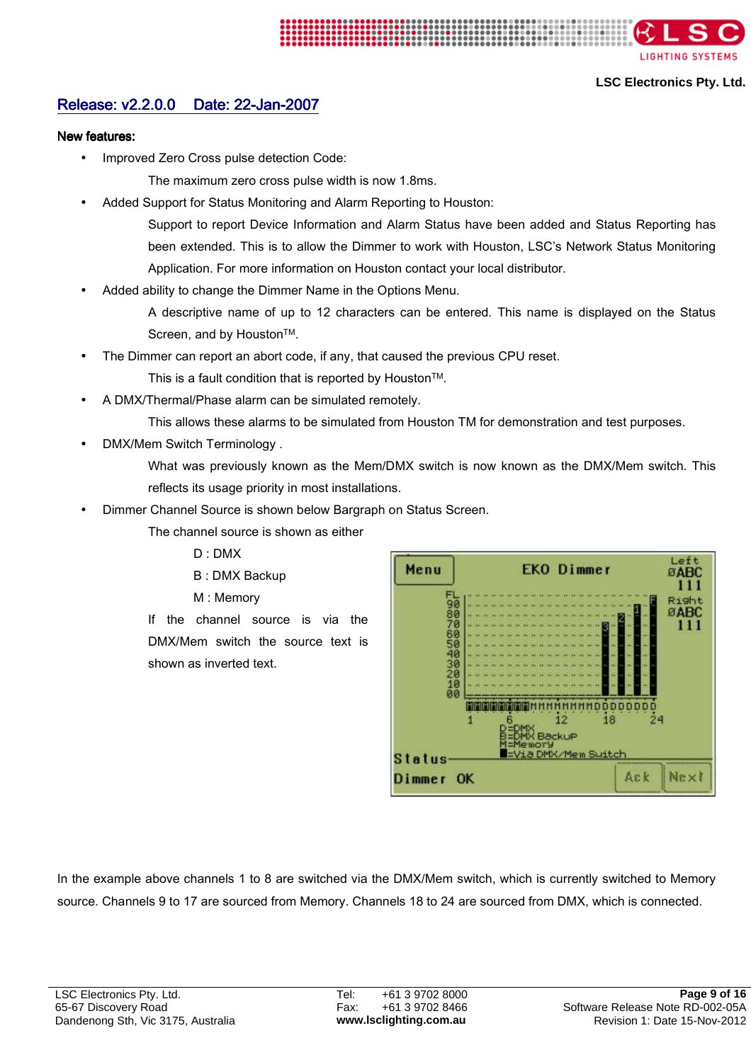## Release: v2.2.0.0    Date: 22-Jan-2007

**New features:**

- Improved Zero Cross pulse detection Code:

  The maximum zero cross pulse width is now 1.8ms.

- Added Support for Status Monitoring and Alarm Reporting to Houston:

  Support to report Device Information and Alarm Status have been added and Status Reporting has been extended. This is to allow the Dimmer to work with Houston, LSC's Network Status Monitoring Application. For more information on Houston contact your local distributor.

- Added ability to change the Dimmer Name in the Options Menu.

  A descriptive name of up to 12 characters can be entered. This name is displayed on the Status Screen, and by Houston™.

- The Dimmer can report an abort code, if any, that caused the previous CPU reset.

  This is a fault condition that is reported by Houston™.

- A DMX/Thermal/Phase alarm can be simulated remotely.

  This allows these alarms to be simulated from Houston TM for demonstration and test purposes.

- DMX/Mem Switch Terminology .

  What was previously known as the Mem/DMX switch is now known as the DMX/Mem switch. This reflects its usage priority in most installations.

- Dimmer Channel Source is shown below Bargraph on Status Screen.

  The channel source is shown as either

  D : DMX

  B : DMX Backup

  M : Memory

  If the channel source is via the DMX/Mem switch the source text is shown as inverted text.

In the example above channels 1 to 8 are switched via the DMX/Mem switch, which is currently switched to Memory source. Channels 9 to 17 are sourced from Memory. Channels 18 to 24 are sourced from DMX, which is connected.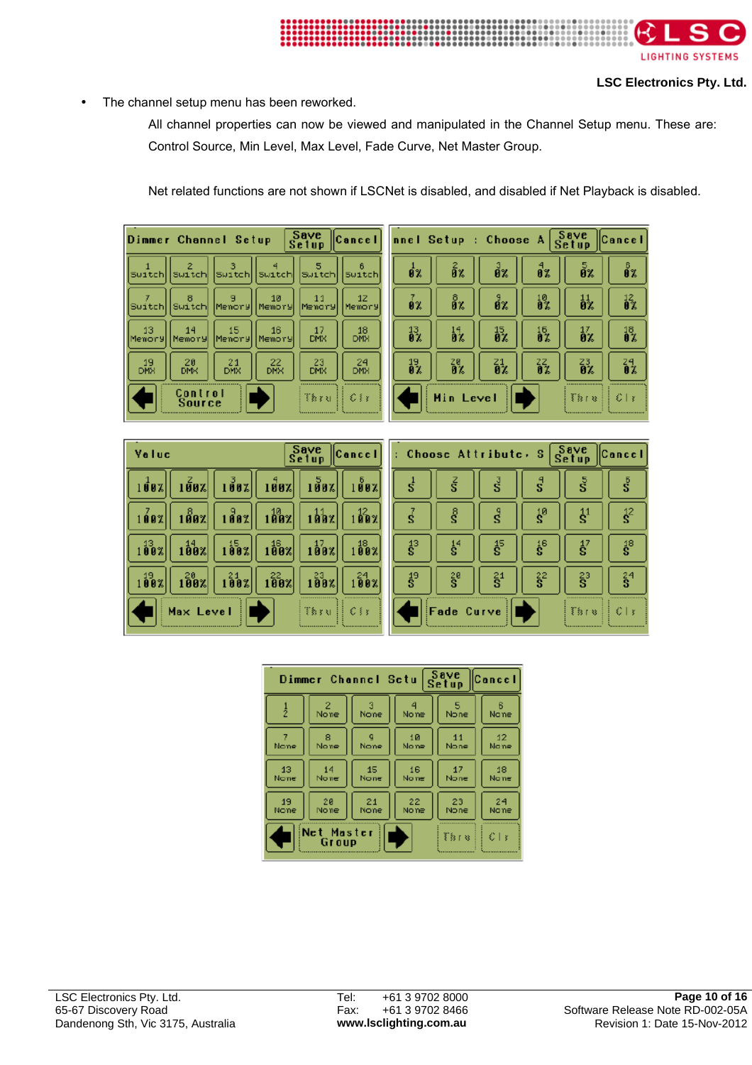- The channel setup menu has been reworked.

  All channel properties can now be viewed and manipulated in the Channel Setup menu. These are: Control Source, Min Level, Max Level, Fade Curve, Net Master Group.

  Net related functions are not shown if LSCNet is disabled, and disabled if Net Playback is disabled.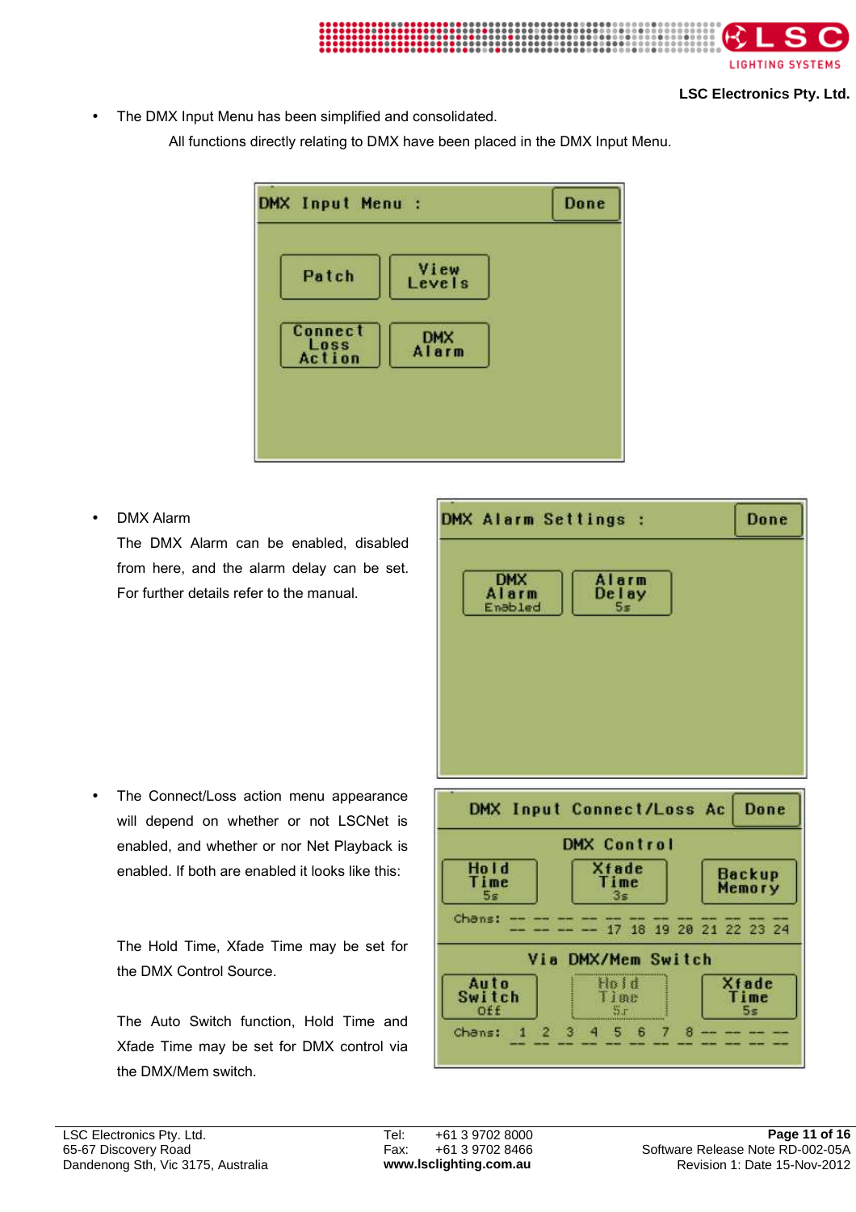- The DMX Input Menu has been simplified and consolidated.

  All functions directly relating to DMX have been placed in the DMX Input Menu.

- DMX Alarm

  The DMX Alarm can be enabled, disabled from here, and the alarm delay can be set. For further details refer to the manual.

- The Connect/Loss action menu appearance will depend on whether or not LSCNet is enabled, and whether or nor Net Playback is enabled. If both are enabled it looks like this:

  The Hold Time, Xfade Time may be set for the DMX Control Source.

  The Auto Switch function, Hold Time and Xfade Time may be set for DMX control via the DMX/Mem switch.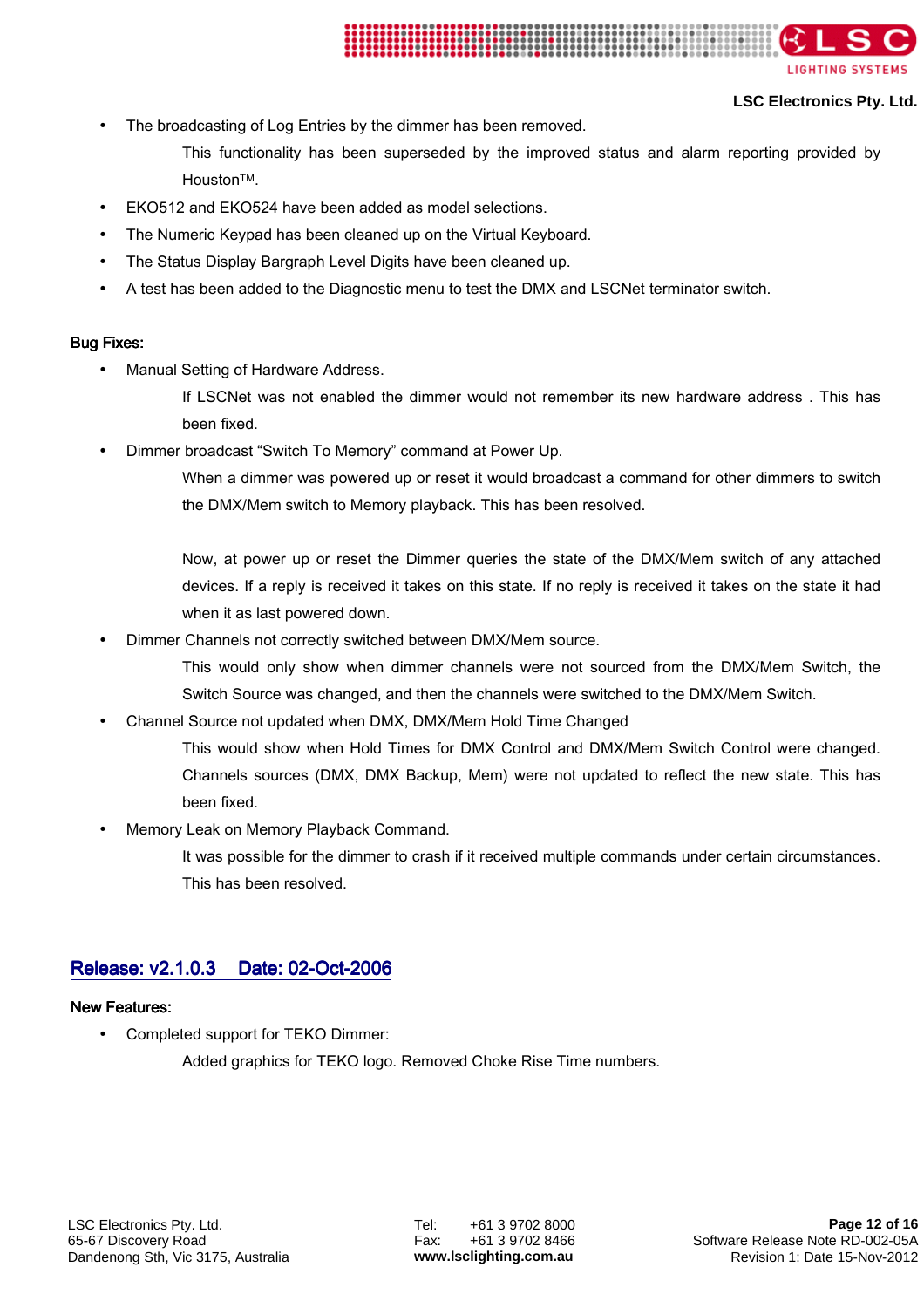- The broadcasting of Log Entries by the dimmer has been removed.

  This functionality has been superseded by the improved status and alarm reporting provided by Houston™.
- EKO512 and EKO524 have been added as model selections.
- The Numeric Keypad has been cleaned up on the Virtual Keyboard.
- The Status Display Bargraph Level Digits have been cleaned up.
- A test has been added to the Diagnostic menu to test the DMX and LSCNet terminator switch.

**Bug Fixes:**

- Manual Setting of Hardware Address.

  If LSCNet was not enabled the dimmer would not remember its new hardware address . This has been fixed.
- Dimmer broadcast “Switch To Memory” command at Power Up.

  When a dimmer was powered up or reset it would broadcast a command for other dimmers to switch the DMX/Mem switch to Memory playback. This has been resolved.

  Now, at power up or reset the Dimmer queries the state of the DMX/Mem switch of any attached devices. If a reply is received it takes on this state. If no reply is received it takes on the state it had when it as last powered down.
- Dimmer Channels not correctly switched between DMX/Mem source.

  This would only show when dimmer channels were not sourced from the DMX/Mem Switch, the Switch Source was changed, and then the channels were switched to the DMX/Mem Switch.
- Channel Source not updated when DMX, DMX/Mem Hold Time Changed

  This would show when Hold Times for DMX Control and DMX/Mem Switch Control were changed. Channels sources (DMX, DMX Backup, Mem) were not updated to reflect the new state. This has been fixed.
- Memory Leak on Memory Playback Command.

  It was possible for the dimmer to crash if it received multiple commands under certain circumstances. This has been resolved.

## Release: v2.1.0.3 Date: 02-Oct-2006

**New Features:**

- Completed support for TEKO Dimmer:

  Added graphics for TEKO logo. Removed Choke Rise Time numbers.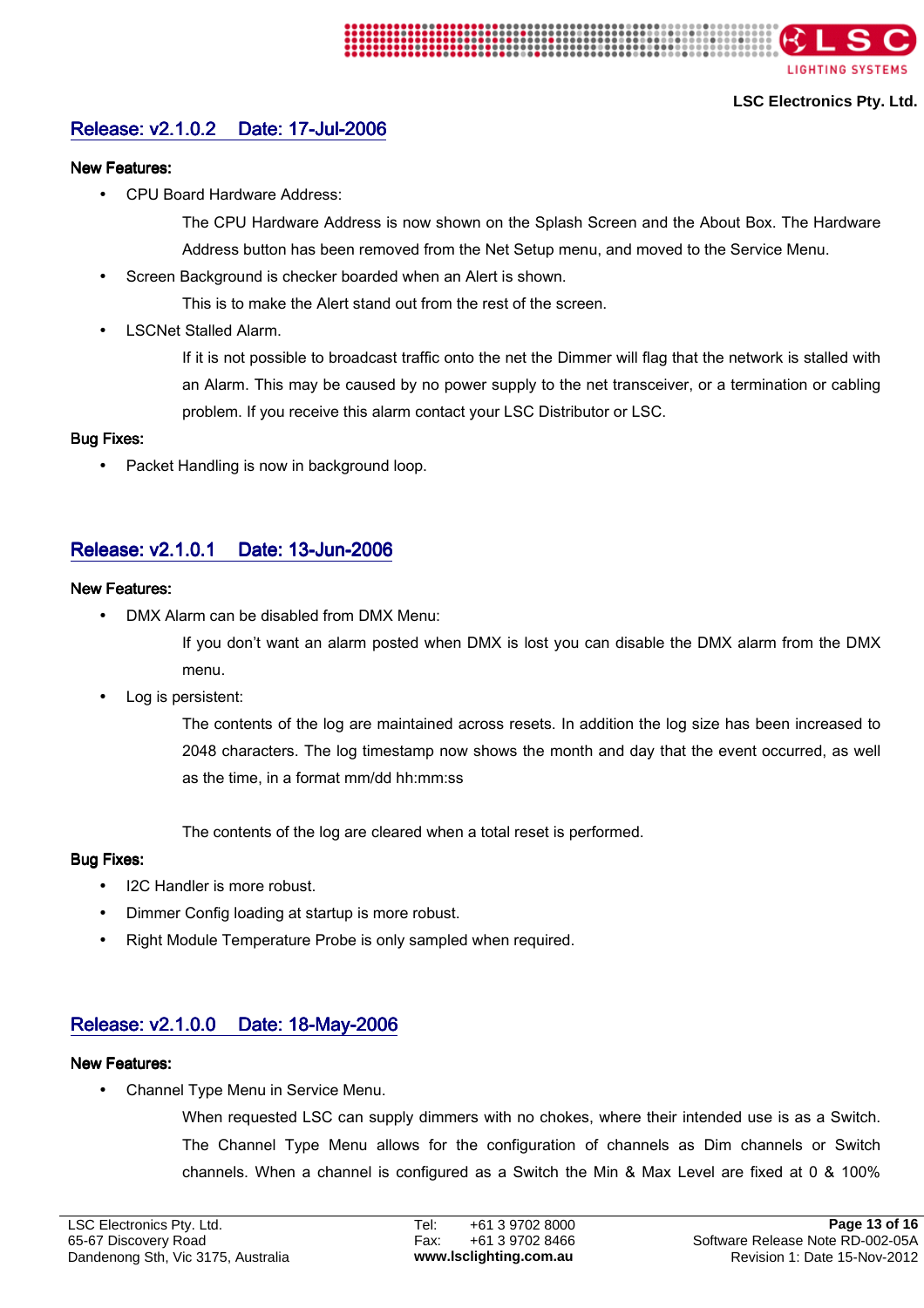## Release: v2.1.0.2    Date: 17-Jul-2006

**New Features:**

- CPU Board Hardware Address:

  The CPU Hardware Address is now shown on the Splash Screen and the About Box. The Hardware Address button has been removed from the Net Setup menu, and moved to the Service Menu.

- Screen Background is checker boarded when an Alert is shown.

  This is to make the Alert stand out from the rest of the screen.

- LSCNet Stalled Alarm.

  If it is not possible to broadcast traffic onto the net the Dimmer will flag that the network is stalled with an Alarm. This may be caused by no power supply to the net transceiver, or a termination or cabling problem. If you receive this alarm contact your LSC Distributor or LSC.

**Bug Fixes:**

- Packet Handling is now in background loop.

## Release: v2.1.0.1    Date: 13-Jun-2006

**New Features:**

- DMX Alarm can be disabled from DMX Menu:

  If you don't want an alarm posted when DMX is lost you can disable the DMX alarm from the DMX menu.

- Log is persistent:

  The contents of the log are maintained across resets. In addition the log size has been increased to 2048 characters. The log timestamp now shows the month and day that the event occurred, as well as the time, in a format mm/dd hh:mm:ss

  The contents of the log are cleared when a total reset is performed.

**Bug Fixes:**

- I2C Handler is more robust.
- Dimmer Config loading at startup is more robust.
- Right Module Temperature Probe is only sampled when required.

## Release: v2.1.0.0    Date: 18-May-2006

**New Features:**

- Channel Type Menu in Service Menu.

  When requested LSC can supply dimmers with no chokes, where their intended use is as a Switch. The Channel Type Menu allows for the configuration of channels as Dim channels or Switch channels. When a channel is configured as a Switch the Min & Max Level are fixed at 0 & 100%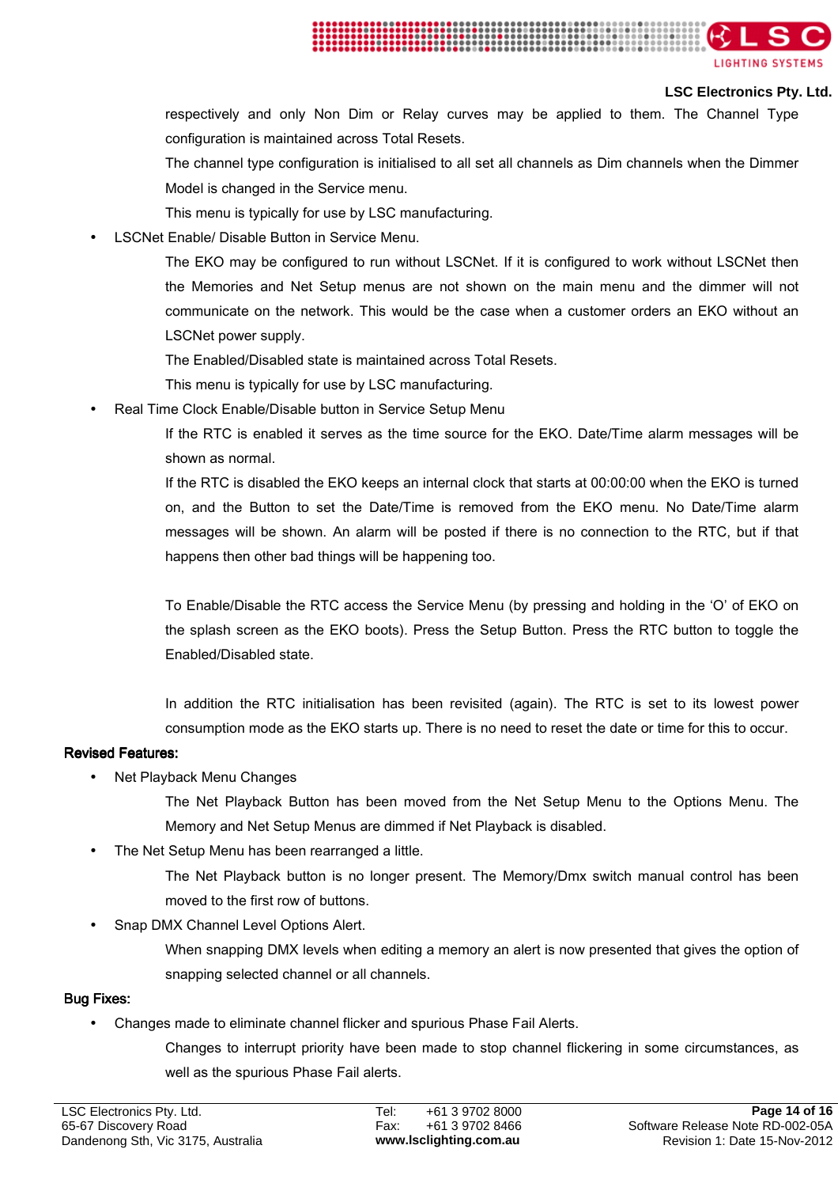respectively and only Non Dim or Relay curves may be applied to them. The Channel Type configuration is maintained across Total Resets.

The channel type configuration is initialised to all set all channels as Dim channels when the Dimmer Model is changed in the Service menu.

This menu is typically for use by LSC manufacturing.

- LSCNet Enable/ Disable Button in Service Menu.

  The EKO may be configured to run without LSCNet. If it is configured to work without LSCNet then the Memories and Net Setup menus are not shown on the main menu and the dimmer will not communicate on the network. This would be the case when a customer orders an EKO without an LSCNet power supply.

  The Enabled/Disabled state is maintained across Total Resets.

  This menu is typically for use by LSC manufacturing.

- Real Time Clock Enable/Disable button in Service Setup Menu

  If the RTC is enabled it serves as the time source for the EKO. Date/Time alarm messages will be shown as normal.

  If the RTC is disabled the EKO keeps an internal clock that starts at 00:00:00 when the EKO is turned on, and the Button to set the Date/Time is removed from the EKO menu. No Date/Time alarm messages will be shown. An alarm will be posted if there is no connection to the RTC, but if that happens then other bad things will be happening too.

  To Enable/Disable the RTC access the Service Menu (by pressing and holding in the 'O' of EKO on the splash screen as the EKO boots). Press the Setup Button. Press the RTC button to toggle the Enabled/Disabled state.

  In addition the RTC initialisation has been revisited (again). The RTC is set to its lowest power consumption mode as the EKO starts up. There is no need to reset the date or time for this to occur.

**Revised Features:**

- Net Playback Menu Changes

  The Net Playback Button has been moved from the Net Setup Menu to the Options Menu. The Memory and Net Setup Menus are dimmed if Net Playback is disabled.

- The Net Setup Menu has been rearranged a little.

  The Net Playback button is no longer present. The Memory/Dmx switch manual control has been moved to the first row of buttons.

- Snap DMX Channel Level Options Alert.

  When snapping DMX levels when editing a memory an alert is now presented that gives the option of snapping selected channel or all channels.

**Bug Fixes:**

- Changes made to eliminate channel flicker and spurious Phase Fail Alerts.

  Changes to interrupt priority have been made to stop channel flickering in some circumstances, as well as the spurious Phase Fail alerts.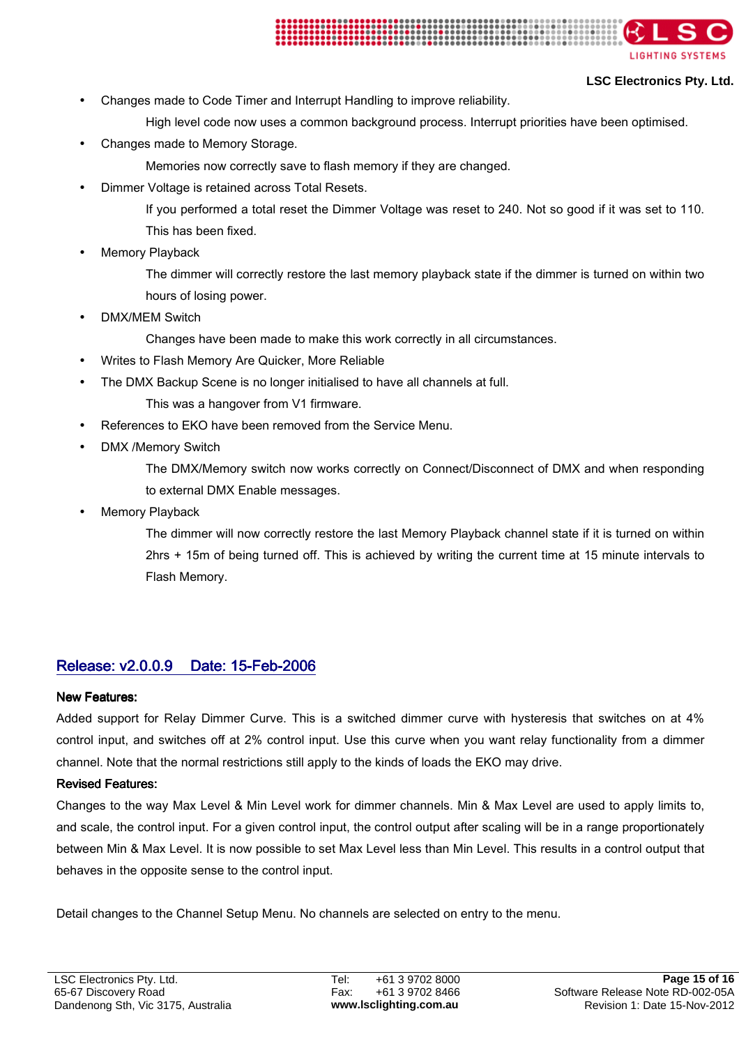- Changes made to Code Timer and Interrupt Handling to improve reliability.

  High level code now uses a common background process. Interrupt priorities have been optimised.
- Changes made to Memory Storage.

  Memories now correctly save to flash memory if they are changed.
- Dimmer Voltage is retained across Total Resets.

  If you performed a total reset the Dimmer Voltage was reset to 240. Not so good if it was set to 110. This has been fixed.
- Memory Playback

  The dimmer will correctly restore the last memory playback state if the dimmer is turned on within two hours of losing power.
- DMX/MEM Switch

  Changes have been made to make this work correctly in all circumstances.
- Writes to Flash Memory Are Quicker, More Reliable
- The DMX Backup Scene is no longer initialised to have all channels at full.

  This was a hangover from V1 firmware.
- References to EKO have been removed from the Service Menu.
- DMX /Memory Switch

  The DMX/Memory switch now works correctly on Connect/Disconnect of DMX and when responding to external DMX Enable messages.
- Memory Playback

  The dimmer will now correctly restore the last Memory Playback channel state if it is turned on within 2hrs + 15m of being turned off. This is achieved by writing the current time at 15 minute intervals to Flash Memory.

## Release: v2.0.0.9 Date: 15-Feb-2006

**New Features:**

Added support for Relay Dimmer Curve. This is a switched dimmer curve with hysteresis that switches on at 4% control input, and switches off at 2% control input. Use this curve when you want relay functionality from a dimmer channel. Note that the normal restrictions still apply to the kinds of loads the EKO may drive.

**Revised Features:**

Changes to the way Max Level & Min Level work for dimmer channels. Min & Max Level are used to apply limits to, and scale, the control input. For a given control input, the control output after scaling will be in a range proportionately between Min & Max Level. It is now possible to set Max Level less than Min Level. This results in a control output that behaves in the opposite sense to the control input.

Detail changes to the Channel Setup Menu. No channels are selected on entry to the menu.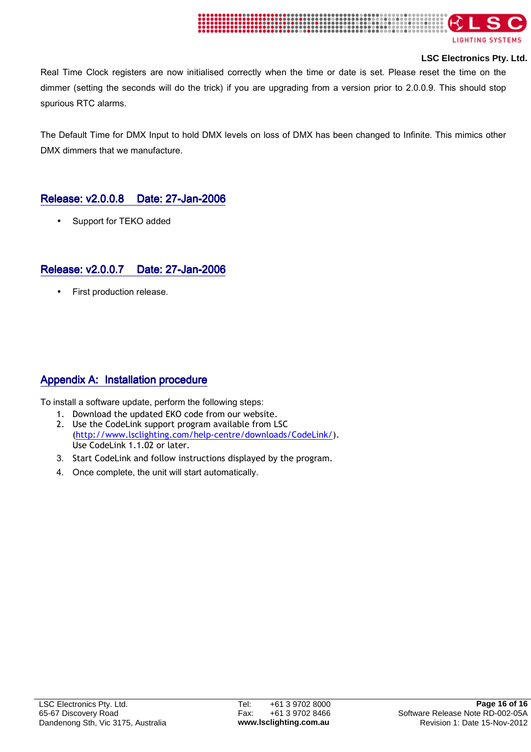Real Time Clock registers are now initialised correctly when the time or date is set. Please reset the time on the dimmer (setting the seconds will do the trick) if you are upgrading from a version prior to 2.0.0.9. This should stop spurious RTC alarms.

The Default Time for DMX Input to hold DMX levels on loss of DMX has been changed to Infinite. This mimics other DMX dimmers that we manufacture.

## Release: v2.0.0.8 Date: 27-Jan-2006

- Support for TEKO added

## Release: v2.0.0.7 Date: 27-Jan-2006

- First production release.

## Appendix A: Installation procedure

To install a software update, perform the following steps:

1. Download the updated EKO code from our website.
2. Use the CodeLink support program available from LSC (http://www.lsclighting.com/help-centre/downloads/CodeLink/). Use CodeLink 1.1.02 or later.
3. Start CodeLink and follow instructions displayed by the program.
4. Once complete, the unit will start automatically.